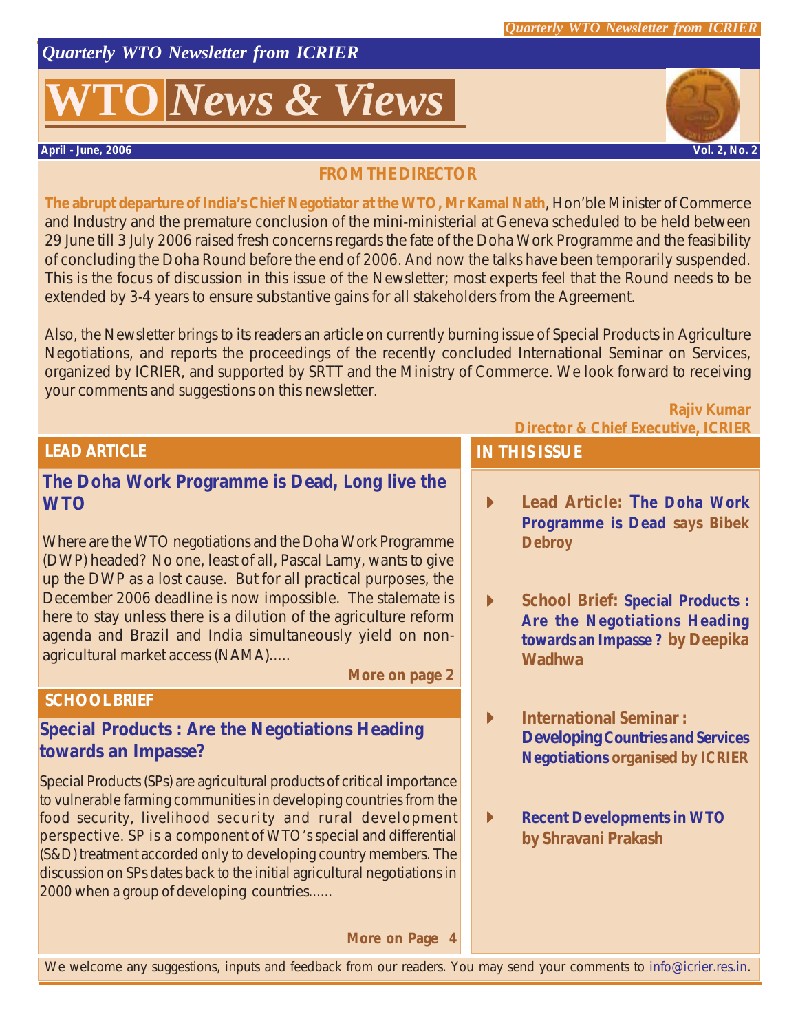*Quarterly WTO Newsletter from ICRIER*

# WTO *News & Views*

**April - June, 2006** **Vol. 2, No. 2**

## FROM THE DIRECTOR

**The abrupt departure of India's Chief Negotiator at the WTO, Mr Kamal Nath**, Hon'ble Minister of Commerce and Industry and the premature conclusion of the mini-ministerial at Geneva scheduled to be held between 29 June till 3 July 2006 raised fresh concerns regards the fate of the Doha Work Programme and the feasibility of concluding the Doha Round before the end of 2006. And now the talks have been temporarily suspended. This is the focus of discussion in this issue of the Newsletter; most experts feel that the Round needs to be extended by 3-4 years to ensure substantive gains for all stakeholders from the Agreement.

Also, the Newsletter brings to its readers an article on currently burning issue of Special Products in Agriculture Negotiations, and reports the proceedings of the recently concluded International Seminar on Services, organized by ICRIER, and supported by SRTT and the Ministry of Commerce. We look forward to receiving your comments and suggestions on this newsletter.

**Rajiv Kumar**
**Director & Chief Executive, ICRIER**

## LEAD ARTICLE

### The Doha Work Programme is Dead, Long live the WTO

Where are the WTO negotiations and the Doha Work Programme (DWP) headed? No one, least of all, Pascal Lamy, wants to give up the DWP as a lost cause. But for all practical purposes, the December 2006 deadline is now impossible. The stalemate is here to stay unless there is a dilution of the agriculture reform agenda and Brazil and India simultaneously yield on non-agricultural market access (NAMA).....

**More on page 2**

## SCHOOL BRIEF

### Special Products : Are the Negotiations Heading towards an Impasse?

Special Products (SPs) are agricultural products of critical importance to vulnerable farming communities in developing countries from the food security, livelihood security and rural development perspective. SP is a component of WTO's special and differential (S&D) treatment accorded only to developing country members. The discussion on SPs dates back to the initial agricultural negotiations in 2000 when a group of developing countries......

**More on Page 4**

## IN THIS ISSUE

- **Lead Article: The Doha Work Programme is Dead says Bibek Debroy**
- **School Brief: Special Products : Are the Negotiations Heading towards an Impasse? by Deepika Wadhwa**
- **International Seminar : Developing Countries and Services Negotiations organised by ICRIER**
- **Recent Developments in WTO by Shravani Prakash**

We welcome any suggestions, inputs and feedback from our readers. You may send your comments to info@icrier.res.in.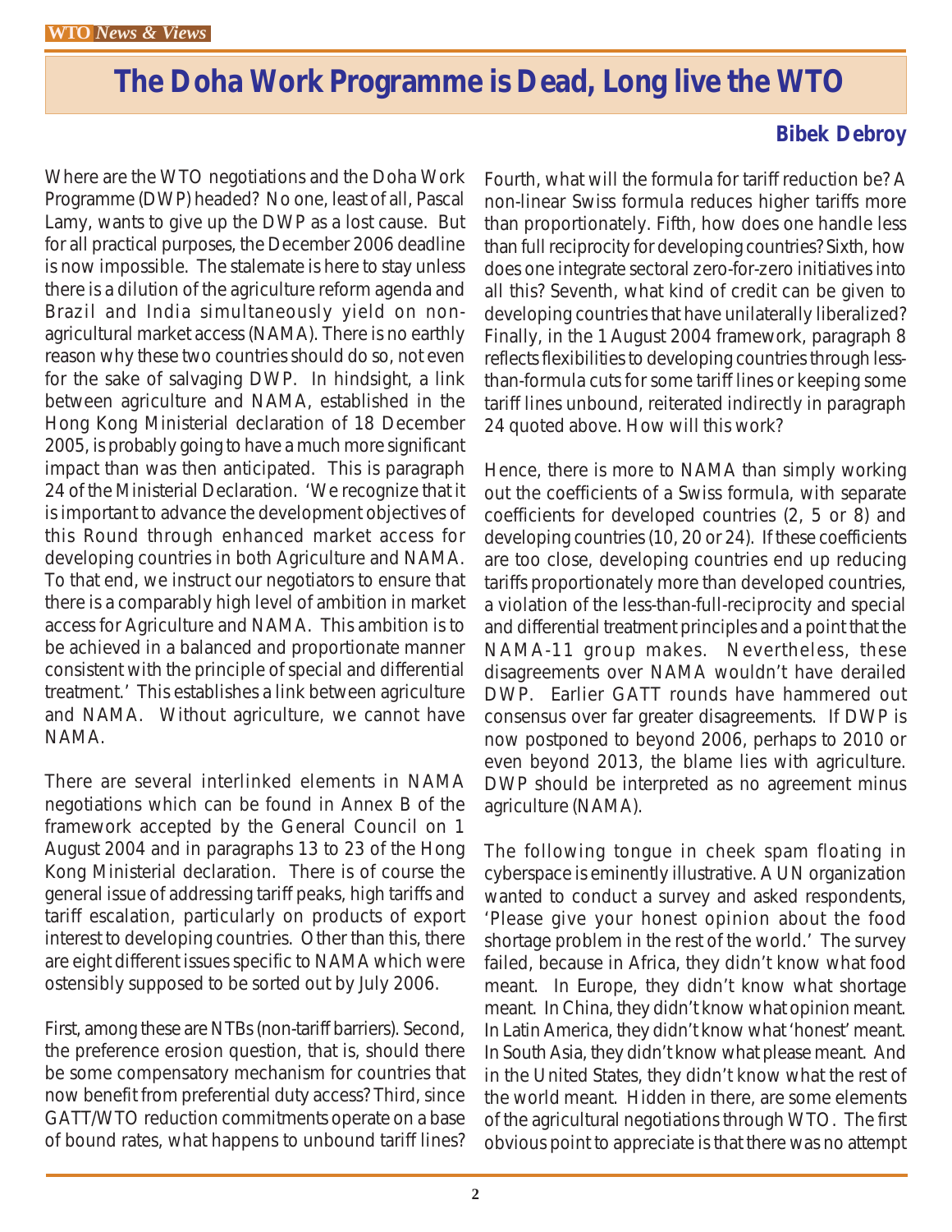# The Doha Work Programme is Dead, Long live the WTO

**Bibek Debroy**

Where are the WTO negotiations and the Doha Work Programme (DWP) headed? No one, least of all, Pascal Lamy, wants to give up the DWP as a lost cause. But for all practical purposes, the December 2006 deadline is now impossible. The stalemate is here to stay unless there is a dilution of the agriculture reform agenda and Brazil and India simultaneously yield on non-agricultural market access (NAMA). There is no earthly reason why these two countries should do so, not even for the sake of salvaging DWP. In hindsight, a link between agriculture and NAMA, established in the Hong Kong Ministerial declaration of 18 December 2005, is probably going to have a much more significant impact than was then anticipated. This is paragraph 24 of the Ministerial Declaration. 'We recognize that it is important to advance the development objectives of this Round through enhanced market access for developing countries in both Agriculture and NAMA. To that end, we instruct our negotiators to ensure that there is a comparably high level of ambition in market access for Agriculture and NAMA. This ambition is to be achieved in a balanced and proportionate manner consistent with the principle of special and differential treatment.' This establishes a link between agriculture and NAMA. Without agriculture, we cannot have NAMA.

There are several interlinked elements in NAMA negotiations which can be found in Annex B of the framework accepted by the General Council on 1 August 2004 and in paragraphs 13 to 23 of the Hong Kong Ministerial declaration. There is of course the general issue of addressing tariff peaks, high tariffs and tariff escalation, particularly on products of export interest to developing countries. Other than this, there are eight different issues specific to NAMA which were ostensibly supposed to be sorted out by July 2006.

First, among these are NTBs (non-tariff barriers). Second, the preference erosion question, that is, should there be some compensatory mechanism for countries that now benefit from preferential duty access? Third, since GATT/WTO reduction commitments operate on a base of bound rates, what happens to unbound tariff lines? Fourth, what will the formula for tariff reduction be? A non-linear Swiss formula reduces higher tariffs more than proportionately. Fifth, how does one handle less than full reciprocity for developing countries? Sixth, how does one integrate sectoral zero-for-zero initiatives into all this? Seventh, what kind of credit can be given to developing countries that have unilaterally liberalized? Finally, in the 1 August 2004 framework, paragraph 8 reflects flexibilities to developing countries through less-than-formula cuts for some tariff lines or keeping some tariff lines unbound, reiterated indirectly in paragraph 24 quoted above. How will this work?

Hence, there is more to NAMA than simply working out the coefficients of a Swiss formula, with separate coefficients for developed countries (2, 5 or 8) and developing countries (10, 20 or 24). If these coefficients are too close, developing countries end up reducing tariffs proportionately more than developed countries, a violation of the less-than-full-reciprocity and special and differential treatment principles and a point that the NAMA-11 group makes. Nevertheless, these disagreements over NAMA wouldn't have derailed DWP. Earlier GATT rounds have hammered out consensus over far greater disagreements. If DWP is now postponed to beyond 2006, perhaps to 2010 or even beyond 2013, the blame lies with agriculture. DWP should be interpreted as no agreement minus agriculture (NAMA).

The following tongue in cheek spam floating in cyberspace is eminently illustrative. A UN organization wanted to conduct a survey and asked respondents, 'Please give your honest opinion about the food shortage problem in the rest of the world.' The survey failed, because in Africa, they didn't know what food meant. In Europe, they didn't know what shortage meant. In China, they didn't know what opinion meant. In Latin America, they didn't know what 'honest' meant. In South Asia, they didn't know what please meant. And in the United States, they didn't know what the rest of the world meant. Hidden in there, are some elements of the agricultural negotiations through WTO. The first obvious point to appreciate is that there was no attempt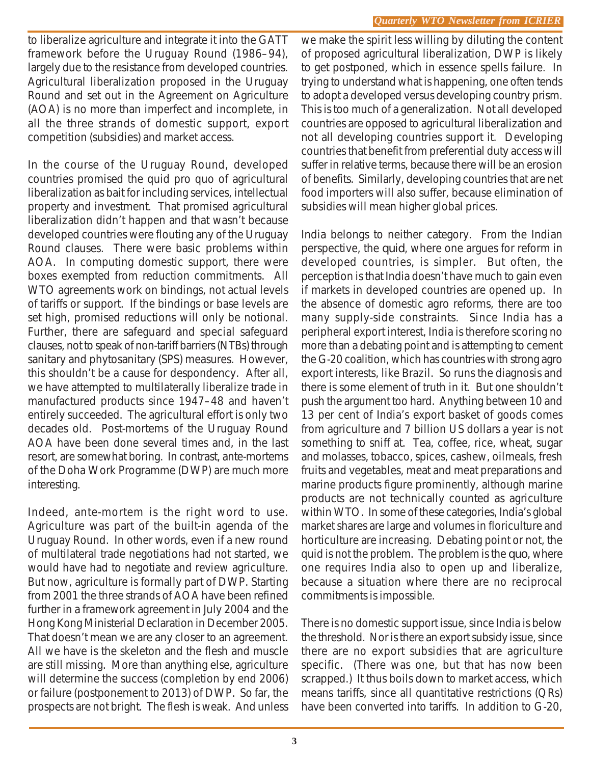to liberalize agriculture and integrate it into the GATT framework before the Uruguay Round (1986–94), largely due to the resistance from developed countries. Agricultural liberalization proposed in the Uruguay Round and set out in the Agreement on Agriculture (AOA) is no more than imperfect and incomplete, in all the three strands of domestic support, export competition (subsidies) and market access.

In the course of the Uruguay Round, developed countries promised the quid pro quo of agricultural liberalization as bait for including services, intellectual property and investment. That promised agricultural liberalization didn't happen and that wasn't because developed countries were flouting any of the Uruguay Round clauses. There were basic problems within AOA. In computing domestic support, there were boxes exempted from reduction commitments. All WTO agreements work on bindings, not actual levels of tariffs or support. If the bindings or base levels are set high, promised reductions will only be notional. Further, there are safeguard and special safeguard clauses, not to speak of non-tariff barriers (NTBs) through sanitary and phytosanitary (SPS) measures. However, this shouldn't be a cause for despondency. After all, we have attempted to multilaterally liberalize trade in manufactured products since 1947–48 and haven't entirely succeeded. The agricultural effort is only two decades old. Post-mortems of the Uruguay Round AOA have been done several times and, in the last resort, are somewhat boring. In contrast, ante-mortems of the Doha Work Programme (DWP) are much more interesting.

Indeed, ante-mortem is the right word to use. Agriculture was part of the built-in agenda of the Uruguay Round. In other words, even if a new round of multilateral trade negotiations had not started, we would have had to negotiate and review agriculture. But now, agriculture is formally part of DWP. Starting from 2001 the three strands of AOA have been refined further in a framework agreement in July 2004 and the Hong Kong Ministerial Declaration in December 2005. That doesn't mean we are any closer to an agreement. All we have is the skeleton and the flesh and muscle are still missing. More than anything else, agriculture will determine the success (completion by end 2006) or failure (postponement to 2013) of DWP. So far, the prospects are not bright. The flesh is weak. And unless we make the spirit less willing by diluting the content of proposed agricultural liberalization, DWP is likely to get postponed, which in essence spells failure. In trying to understand what is happening, one often tends to adopt a developed versus developing country prism. This is too much of a generalization. Not all developed countries are opposed to agricultural liberalization and not all developing countries support it. Developing countries that benefit from preferential duty access will suffer in relative terms, because there will be an erosion of benefits. Similarly, developing countries that are net food importers will also suffer, because elimination of subsidies will mean higher global prices.

India belongs to neither category. From the Indian perspective, the quid, where one argues for reform in developed countries, is simpler. But often, the perception is that India doesn't have much to gain even if markets in developed countries are opened up. In the absence of domestic agro reforms, there are too many supply-side constraints. Since India has a peripheral export interest, India is therefore scoring no more than a debating point and is attempting to cement the G-20 coalition, which has countries with strong agro export interests, like Brazil. So runs the diagnosis and there is some element of truth in it. But one shouldn't push the argument too hard. Anything between 10 and 13 per cent of India's export basket of goods comes from agriculture and 7 billion US dollars a year is not something to sniff at. Tea, coffee, rice, wheat, sugar and molasses, tobacco, spices, cashew, oilmeals, fresh fruits and vegetables, meat and meat preparations and marine products figure prominently, although marine products are not technically counted as agriculture within WTO. In some of these categories, India's global market shares are large and volumes in floriculture and horticulture are increasing. Debating point or not, the quid is not the problem. The problem is the quo, where one requires India also to open up and liberalize, because a situation where there are no reciprocal commitments is impossible.

There is no domestic support issue, since India is below the threshold. Nor is there an export subsidy issue, since there are no export subsidies that are agriculture specific. (There was one, but that has now been scrapped.) It thus boils down to market access, which means tariffs, since all quantitative restrictions (QRs) have been converted into tariffs. In addition to G-20,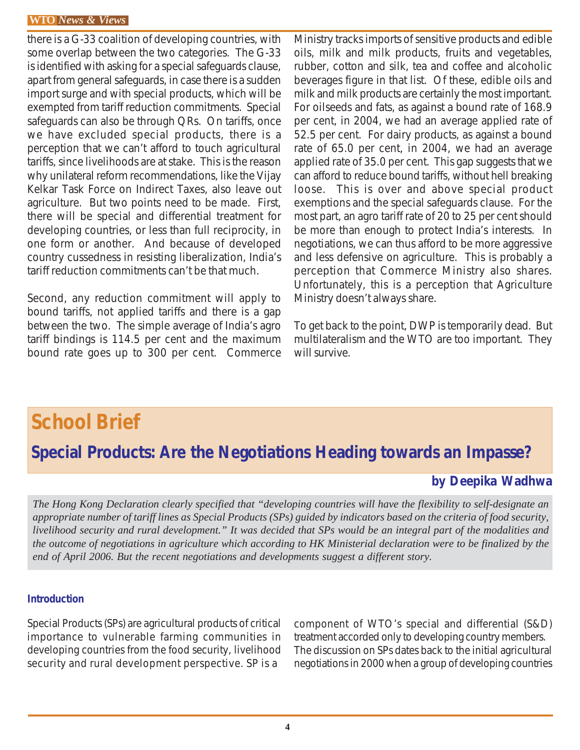there is a G-33 coalition of developing countries, with some overlap between the two categories. The G-33 is identified with asking for a special safeguards clause, apart from general safeguards, in case there is a sudden import surge and with special products, which will be exempted from tariff reduction commitments. Special safeguards can also be through QRs. On tariffs, once we have excluded special products, there is a perception that we can't afford to touch agricultural tariffs, since livelihoods are at stake. This is the reason why unilateral reform recommendations, like the Vijay Kelkar Task Force on Indirect Taxes, also leave out agriculture. But two points need to be made. First, there will be special and differential treatment for developing countries, or less than full reciprocity, in one form or another. And because of developed country cussedness in resisting liberalization, India's tariff reduction commitments can't be that much.

Second, any reduction commitment will apply to bound tariffs, not applied tariffs and there is a gap between the two. The simple average of India's agro tariff bindings is 114.5 per cent and the maximum bound rate goes up to 300 per cent. Commerce Ministry tracks imports of sensitive products and edible oils, milk and milk products, fruits and vegetables, rubber, cotton and silk, tea and coffee and alcoholic beverages figure in that list. Of these, edible oils and milk and milk products are certainly the most important. For oilseeds and fats, as against a bound rate of 168.9 per cent, in 2004, we had an average applied rate of 52.5 per cent. For dairy products, as against a bound rate of 65.0 per cent, in 2004, we had an average applied rate of 35.0 per cent. This gap suggests that we can afford to reduce bound tariffs, without hell breaking loose. This is over and above special product exemptions and the special safeguards clause. For the most part, an agro tariff rate of 20 to 25 per cent should be more than enough to protect India's interests. In negotiations, we can thus afford to be more aggressive and less defensive on agriculture. This is probably a perception that Commerce Ministry also shares. Unfortunately, this is a perception that Agriculture Ministry doesn't always share.

To get back to the point, DWP is temporarily dead. But multilateralism and the WTO are too important. They will survive.

# School Brief

## Special Products: Are the Negotiations Heading towards an Impasse?

**by Deepika Wadhwa**

*The Hong Kong Declaration clearly specified that "developing countries will have the flexibility to self-designate an appropriate number of tariff lines as Special Products (SPs) guided by indicators based on the criteria of food security, livelihood security and rural development." It was decided that SPs would be an integral part of the modalities and the outcome of negotiations in agriculture which according to HK Ministerial declaration were to be finalized by the end of April 2006. But the recent negotiations and developments suggest a different story.*

### Introduction

Special Products (SPs) are agricultural products of critical importance to vulnerable farming communities in developing countries from the food security, livelihood security and rural development perspective. SP is a component of WTO's special and differential (S&D) treatment accorded only to developing country members. The discussion on SPs dates back to the initial agricultural negotiations in 2000 when a group of developing countries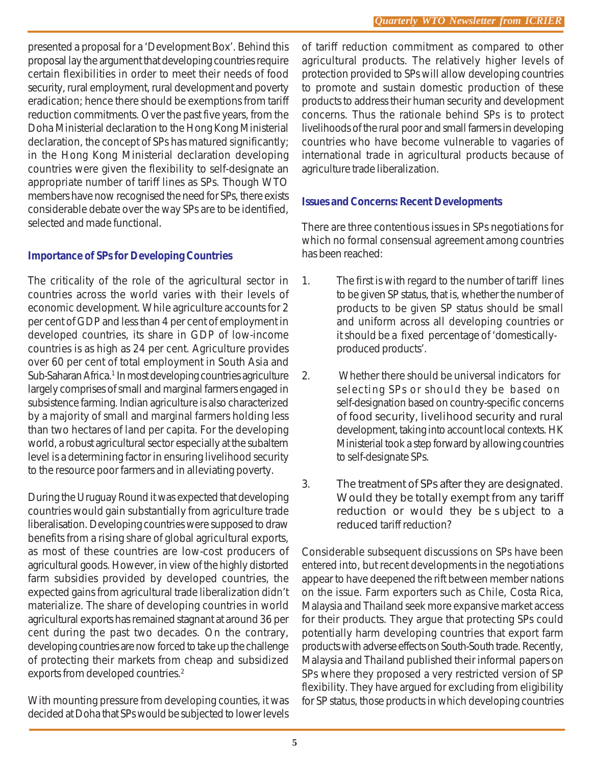presented a proposal for a 'Development Box'. Behind this proposal lay the argument that developing countries require certain flexibilities in order to meet their needs of food security, rural employment, rural development and poverty eradication; hence there should be exemptions from tariff reduction commitments. Over the past five years, from the Doha Ministerial declaration to the Hong Kong Ministerial declaration, the concept of SPs has matured significantly; in the Hong Kong Ministerial declaration developing countries were given the flexibility to self-designate an appropriate number of tariff lines as SPs. Though WTO members have now recognised the need for SPs, there exists considerable debate over the way SPs are to be identified, selected and made functional.

### Importance of SPs for Developing Countries

The criticality of the role of the agricultural sector in countries across the world varies with their levels of economic development. While agriculture accounts for 2 per cent of GDP and less than 4 per cent of employment in developed countries, its share in GDP of low-income countries is as high as 24 per cent. Agriculture provides over 60 per cent of total employment in South Asia and Sub-Saharan Africa.[1] In most developing countries agriculture largely comprises of small and marginal farmers engaged in subsistence farming. Indian agriculture is also characterized by a majority of small and marginal farmers holding less than two hectares of land per capita. For the developing world, a robust agricultural sector especially at the subaltern level is a determining factor in ensuring livelihood security to the resource poor farmers and in alleviating poverty.

During the Uruguay Round it was expected that developing countries would gain substantially from agriculture trade liberalisation. Developing countries were supposed to draw benefits from a rising share of global agricultural exports, as most of these countries are low-cost producers of agricultural goods. However, in view of the highly distorted farm subsidies provided by developed countries, the expected gains from agricultural trade liberalization didn't materialize. The share of developing countries in world agricultural exports has remained stagnant at around 36 per cent during the past two decades. On the contrary, developing countries are now forced to take up the challenge of protecting their markets from cheap and subsidized exports from developed countries.[2]

With mounting pressure from developing counties, it was decided at Doha that SPs would be subjected to lower levels of tariff reduction commitment as compared to other agricultural products. The relatively higher levels of protection provided to SPs will allow developing countries to promote and sustain domestic production of these products to address their human security and development concerns. Thus the rationale behind SPs is to protect livelihoods of the rural poor and small farmers in developing countries who have become vulnerable to vagaries of international trade in agricultural products because of agriculture trade liberalization.

### Issues and Concerns: Recent Developments

There are three contentious issues in SPs negotiations for which no formal consensual agreement among countries has been reached:

1. The first is with regard to the number of tariff lines to be given SP status, that is, whether the number of products to be given SP status should be small and uniform across all developing countries or it should be a fixed percentage of 'domestically-produced products'.

2. Whether there should be universal indicators for selecting SPs or should they be based on self-designation based on country-specific concerns of food security, livelihood security and rural development, taking into account local contexts. HK Ministerial took a step forward by allowing countries to self-designate SPs.

3. The treatment of SPs after they are designated. Would they be totally exempt from any tariff reduction or would they be subject to a reduced tariff reduction?

Considerable subsequent discussions on SPs have been entered into, but recent developments in the negotiations appear to have deepened the rift between member nations on the issue. Farm exporters such as Chile, Costa Rica, Malaysia and Thailand seek more expansive market access for their products. They argue that protecting SPs could potentially harm developing countries that export farm products with adverse effects on South-South trade. Recently, Malaysia and Thailand published their informal papers on SPs where they proposed a very restricted version of SP flexibility. They have argued for excluding from eligibility for SP status, those products in which developing countries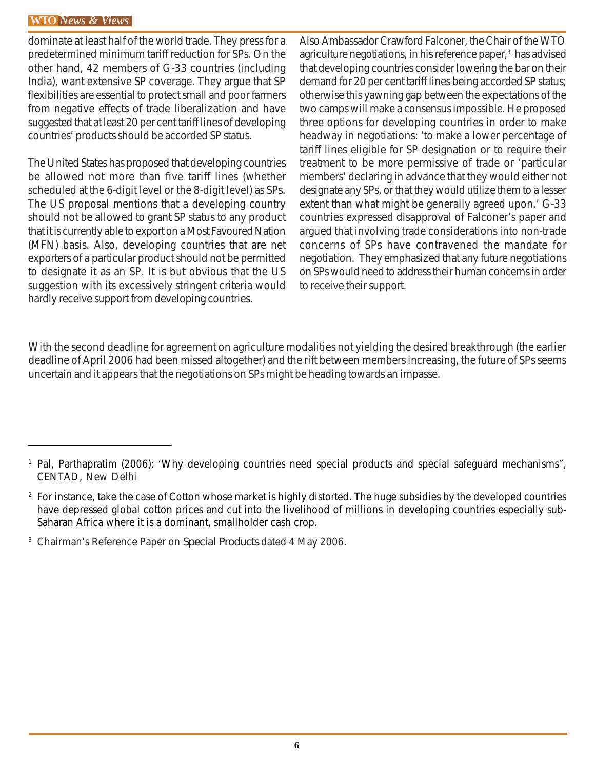dominate at least half of the world trade. They press for a predetermined minimum tariff reduction for SPs. On the other hand, 42 members of G-33 countries (including India), want extensive SP coverage. They argue that SP flexibilities are essential to protect small and poor farmers from negative effects of trade liberalization and have suggested that at least 20 per cent tariff lines of developing countries' products should be accorded SP status.

The United States has proposed that developing countries be allowed not more than five tariff lines (whether scheduled at the 6-digit level or the 8-digit level) as SPs. The US proposal mentions that a developing country should not be allowed to grant SP status to any product that it is currently able to export on a Most Favoured Nation (MFN) basis. Also, developing countries that are net exporters of a particular product should not be permitted to designate it as an SP. It is but obvious that the US suggestion with its excessively stringent criteria would hardly receive support from developing countries.

Also Ambassador Crawford Falconer, the Chair of the WTO agriculture negotiations, in his reference paper,[3] has advised that developing countries consider lowering the bar on their demand for 20 per cent tariff lines being accorded SP status; otherwise this yawning gap between the expectations of the two camps will make a consensus impossible. He proposed three options for developing countries in order to make headway in negotiations: 'to make a lower percentage of tariff lines eligible for SP designation or to require their treatment to be more permissive of trade or 'particular members' declaring in advance that they would either not designate any SPs, or that they would utilize them to a lesser extent than what might be generally agreed upon.' G-33 countries expressed disapproval of Falconer's paper and argued that involving trade considerations into non-trade concerns of SPs have contravened the mandate for negotiation. They emphasized that any future negotiations on SPs would need to address their human concerns in order to receive their support.

With the second deadline for agreement on agriculture modalities not yielding the desired breakthrough (the earlier deadline of April 2006 had been missed altogether) and the rift between members increasing, the future of SPs seems uncertain and it appears that the negotiations on SPs might be heading towards an impasse.

---

[1] Pal, Parthapratim (2006): 'Why developing countries need special products and special safeguard mechanisms", CENTAD, New Delhi

[2] For instance, take the case of Cotton whose market is highly distorted. The huge subsidies by the developed countries have depressed global cotton prices and cut into the livelihood of millions in developing countries especially sub-Saharan Africa where it is a dominant, smallholder cash crop.

[3] Chairman's Reference Paper on Special Products dated 4 May 2006.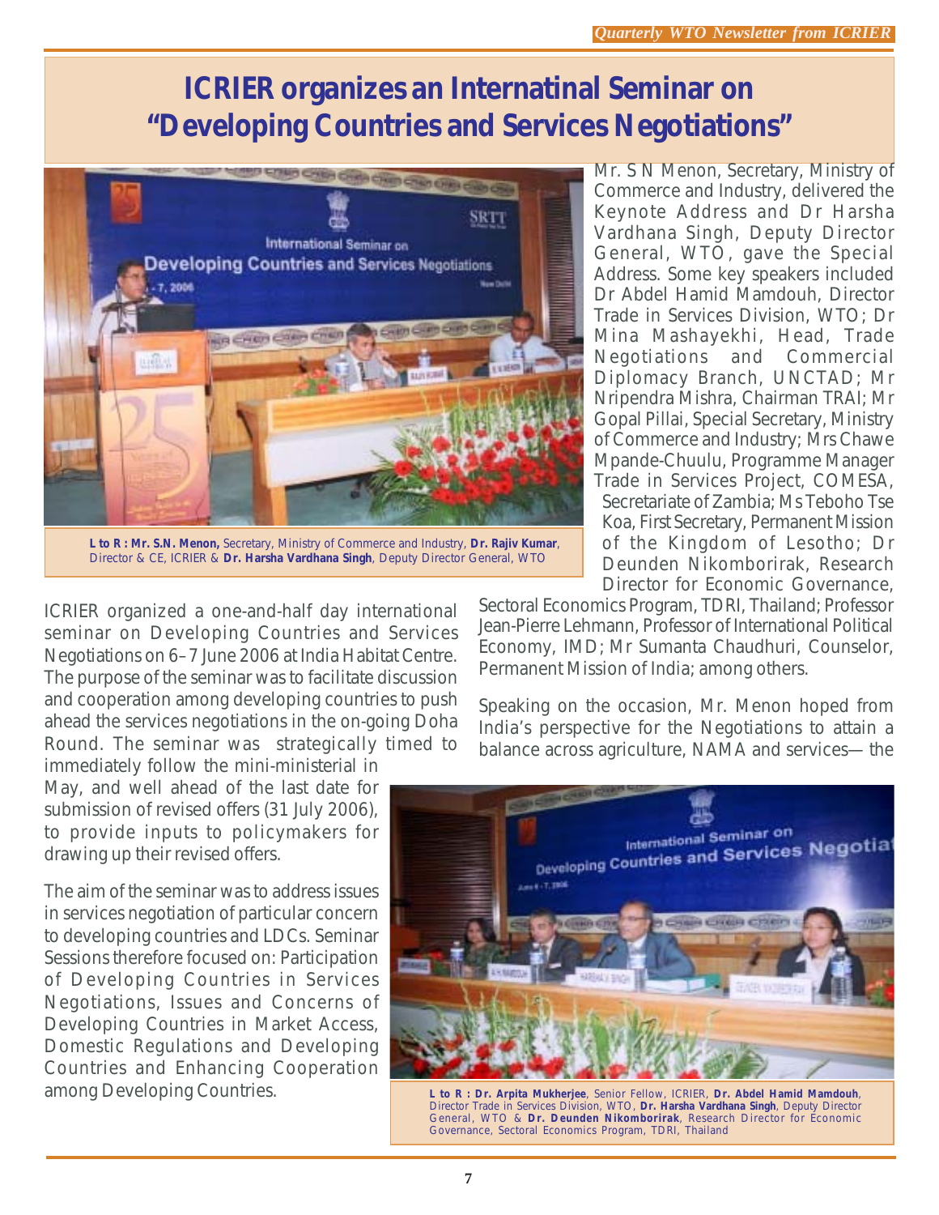# ICRIER organizes an Internatinal Seminar on "Developing Countries and Services Negotiations"

**L to R : Mr. S.N. Menon,** Secretary, Ministry of Commerce and Industry, **Dr. Rajiv Kumar**, Director & CE, ICRIER & **Dr. Harsha Vardhana Singh**, Deputy Director General, WTO

ICRIER organized a one-and-half day international seminar on Developing Countries and Services Negotiations on 6–7 June 2006 at India Habitat Centre. The purpose of the seminar was to facilitate discussion and cooperation among developing countries to push ahead the services negotiations in the on-going Doha Round. The seminar was strategically timed to immediately follow the mini-ministerial in May, and well ahead of the last date for submission of revised offers (31 July 2006), to provide inputs to policymakers for drawing up their revised offers.

The aim of the seminar was to address issues in services negotiation of particular concern to developing countries and LDCs. Seminar Sessions therefore focused on: Participation of Developing Countries in Services Negotiations, Issues and Concerns of Developing Countries in Market Access, Domestic Regulations and Developing Countries and Enhancing Cooperation among Developing Countries.

Mr. S N Menon, Secretary, Ministry of Commerce and Industry, delivered the Keynote Address and Dr Harsha Vardhana Singh, Deputy Director General, WTO, gave the Special Address. Some key speakers included Dr Abdel Hamid Mamdouh, Director Trade in Services Division, WTO; Dr Mina Mashayekhi, Head, Trade Negotiations and Commercial Diplomacy Branch, UNCTAD; Mr Nripendra Mishra, Chairman TRAI; Mr Gopal Pillai, Special Secretary, Ministry of Commerce and Industry; Mrs Chawe Mpande-Chuulu, Programme Manager Trade in Services Project, COMESA, Secretariate of Zambia; Ms Teboho Tse Koa, First Secretary, Permanent Mission of the Kingdom of Lesotho; Dr Deunden Nikomborirak, Research Director for Economic Governance, Sectoral Economics Program, TDRI, Thailand; Professor Jean-Pierre Lehmann, Professor of International Political Economy, IMD; Mr Sumanta Chaudhuri, Counselor, Permanent Mission of India; among others.

Speaking on the occasion, Mr. Menon hoped from India's perspective for the Negotiations to attain a balance across agriculture, NAMA and services— the

**L to R : Dr. Arpita Mukherjee**, Senior Fellow, ICRIER, **Dr. Abdel Hamid Mamdouh**, Director Trade in Services Division, WTO, **Dr. Harsha Vardhana Singh**, Deputy Director General, WTO & **Dr. Deunden Nikomborirak**, Research Director for Economic Governance, Sectoral Economics Program, TDRI, Thailand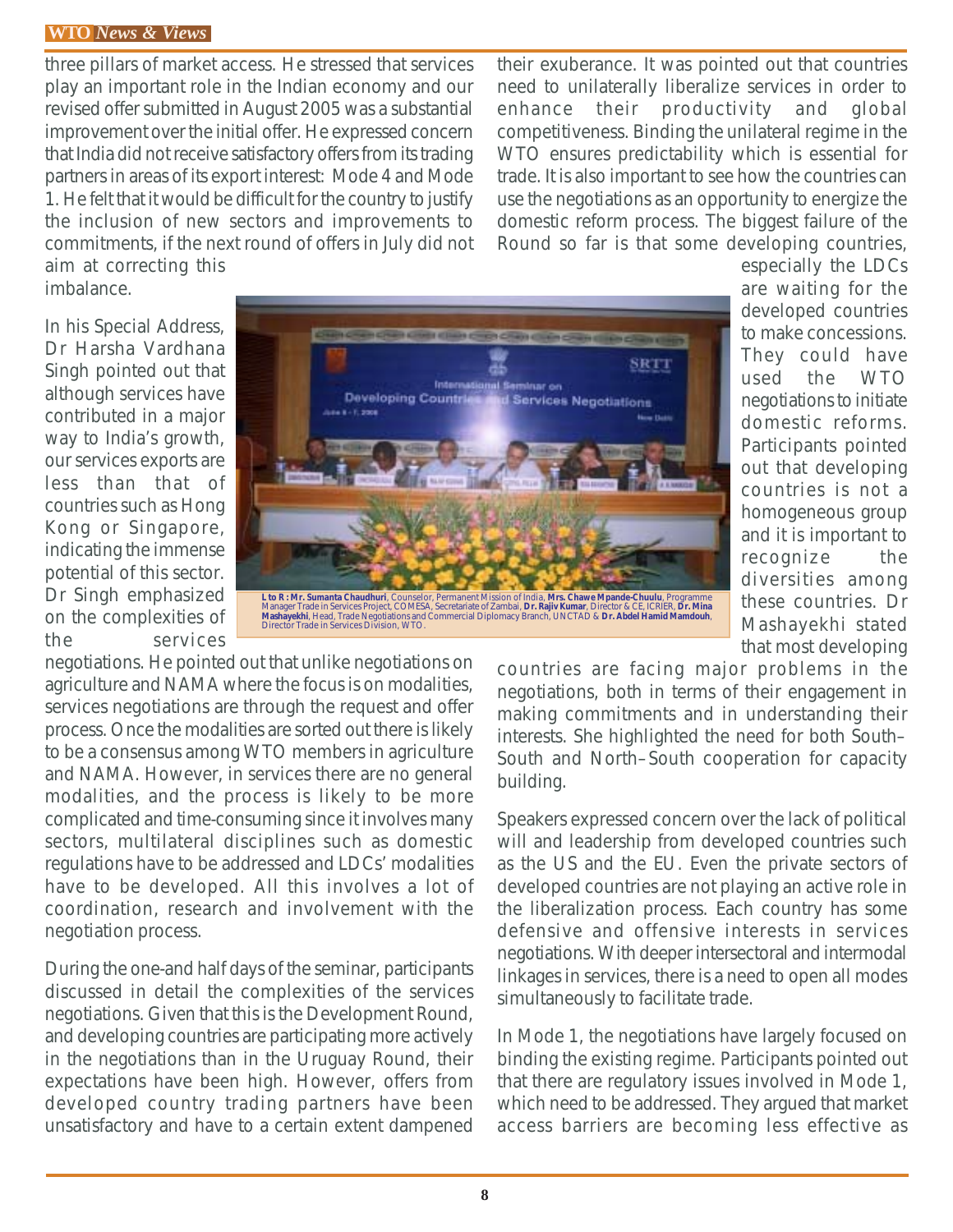three pillars of market access. He stressed that services play an important role in the Indian economy and our revised offer submitted in August 2005 was a substantial improvement over the initial offer. He expressed concern that India did not receive satisfactory offers from its trading partners in areas of its export interest: Mode 4 and Mode 1. He felt that it would be difficult for the country to justify the inclusion of new sectors and improvements to commitments, if the next round of offers in July did not aim at correcting this imbalance.

In his Special Address, Dr Harsha Vardhana Singh pointed out that although services have contributed in a major way to India's growth, our services exports are less than that of countries such as Hong Kong or Singapore, indicating the immense potential of this sector. Dr Singh emphasized on the complexities of the services negotiations. He pointed out that unlike negotiations on agriculture and NAMA where the focus is on modalities, services negotiations are through the request and offer process. Once the modalities are sorted out there is likely to be a consensus among WTO members in agriculture and NAMA. However, in services there are no general modalities, and the process is likely to be more complicated and time-consuming since it involves many sectors, multilateral disciplines such as domestic regulations have to be addressed and LDCs' modalities have to be developed. All this involves a lot of coordination, research and involvement with the negotiation process.

**L to R : Mr. Sumanta Chaudhuri**, Counselor, Permanent Mission of India, **Mrs. Chawe Mpande-Chuulu**, Programme Manager Trade in Services Project, COMESA, Secretariate of Zambai, **Dr. Rajiv Kumar**, Director & CE, ICRIER, **Dr. Mina Mashayekhi**, Head, Trade Negotiations and Commercial Diplomacy Branch, UNCTAD & **Dr. Abdel Hamid Mamdouh**, Director Trade in Services Division, WTO.

During the one-and half days of the seminar, participants discussed in detail the complexities of the services negotiations. Given that this is the Development Round, and developing countries are participating more actively in the negotiations than in the Uruguay Round, their expectations have been high. However, offers from developed country trading partners have been unsatisfactory and have to a certain extent dampened their exuberance. It was pointed out that countries need to unilaterally liberalize services in order to enhance their productivity and global competitiveness. Binding the unilateral regime in the WTO ensures predictability which is essential for trade. It is also important to see how the countries can use the negotiations as an opportunity to energize the domestic reform process. The biggest failure of the Round so far is that some developing countries, especially the LDCs are waiting for the developed countries to make concessions. They could have used the WTO negotiations to initiate domestic reforms. Participants pointed out that developing countries is not a homogeneous group and it is important to recognize the diversities among these countries. Dr Mashayekhi stated that most developing countries are facing major problems in the negotiations, both in terms of their engagement in making commitments and in understanding their interests. She highlighted the need for both South–South and North–South cooperation for capacity building.

Speakers expressed concern over the lack of political will and leadership from developed countries such as the US and the EU. Even the private sectors of developed countries are not playing an active role in the liberalization process. Each country has some defensive and offensive interests in services negotiations. With deeper intersectoral and intermodal linkages in services, there is a need to open all modes simultaneously to facilitate trade.

In Mode 1, the negotiations have largely focused on binding the existing regime. Participants pointed out that there are regulatory issues involved in Mode 1, which need to be addressed. They argued that market access barriers are becoming less effective as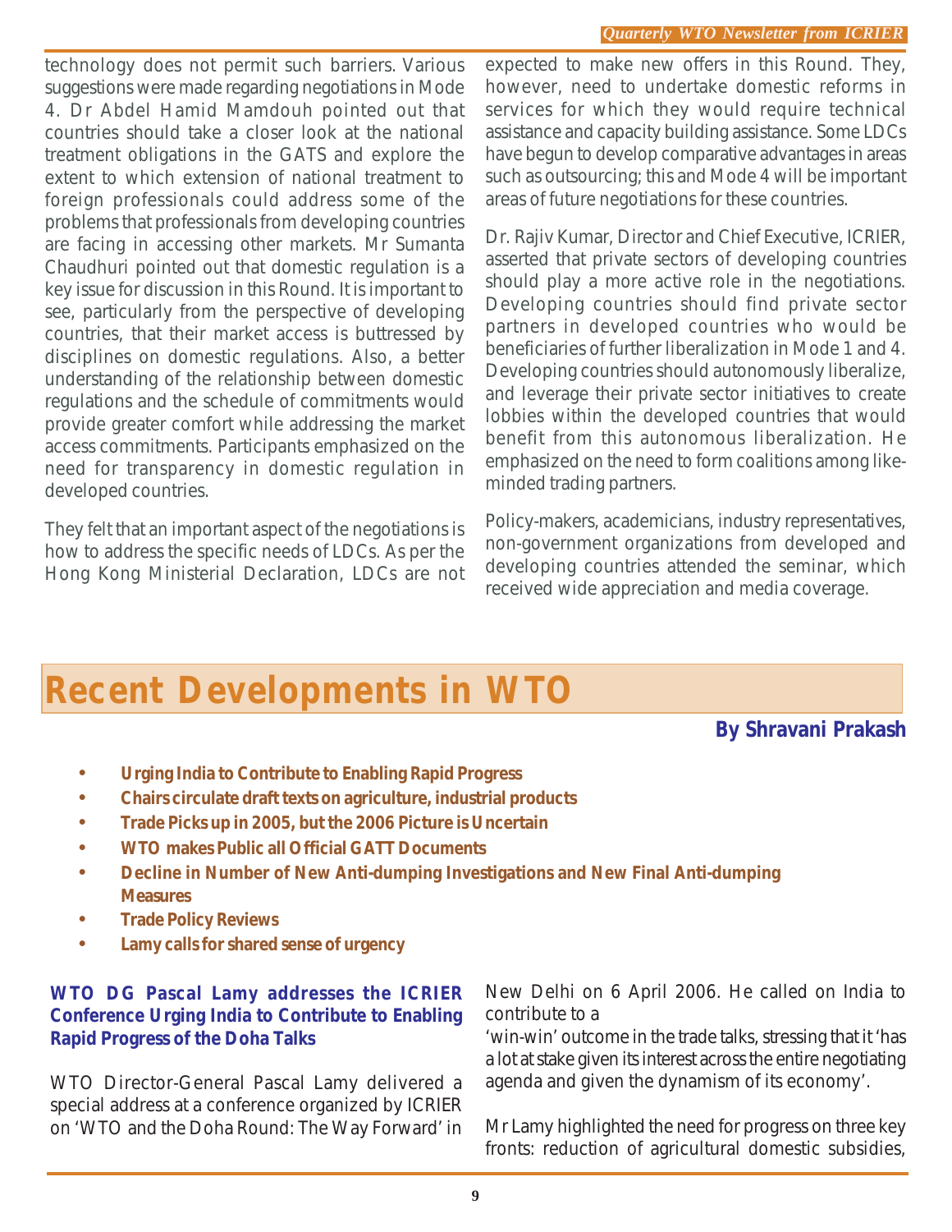technology does not permit such barriers. Various suggestions were made regarding negotiations in Mode 4. Dr Abdel Hamid Mamdouh pointed out that countries should take a closer look at the national treatment obligations in the GATS and explore the extent to which extension of national treatment to foreign professionals could address some of the problems that professionals from developing countries are facing in accessing other markets. Mr Sumanta Chaudhuri pointed out that domestic regulation is a key issue for discussion in this Round. It is important to see, particularly from the perspective of developing countries, that their market access is buttressed by disciplines on domestic regulations. Also, a better understanding of the relationship between domestic regulations and the schedule of commitments would provide greater comfort while addressing the market access commitments. Participants emphasized on the need for transparency in domestic regulation in developed countries.

They felt that an important aspect of the negotiations is how to address the specific needs of LDCs. As per the Hong Kong Ministerial Declaration, LDCs are not expected to make new offers in this Round. They, however, need to undertake domestic reforms in services for which they would require technical assistance and capacity building assistance. Some LDCs have begun to develop comparative advantages in areas such as outsourcing; this and Mode 4 will be important areas of future negotiations for these countries.

Dr. Rajiv Kumar, Director and Chief Executive, ICRIER, asserted that private sectors of developing countries should play a more active role in the negotiations. Developing countries should find private sector partners in developed countries who would be beneficiaries of further liberalization in Mode 1 and 4. Developing countries should autonomously liberalize, and leverage their private sector initiatives to create lobbies within the developed countries that would benefit from this autonomous liberalization. He emphasized on the need to form coalitions among like-minded trading partners.

Policy-makers, academicians, industry representatives, non-government organizations from developed and developing countries attended the seminar, which received wide appreciation and media coverage.

# Recent Developments in WTO

**By Shravani Prakash**

- **Urging India to Contribute to Enabling Rapid Progress**
- **Chairs circulate draft texts on agriculture, industrial products**
- **Trade Picks up in 2005, but the 2006 Picture is Uncertain**
- **WTO makes Public all Official GATT Documents**
- **Decline in Number of New Anti-dumping Investigations and New Final Anti-dumping Measures**
- **Trade Policy Reviews**
- **Lamy calls for shared sense of urgency**

### WTO DG Pascal Lamy addresses the ICRIER Conference Urging India to Contribute to Enabling Rapid Progress of the Doha Talks

WTO Director-General Pascal Lamy delivered a special address at a conference organized by ICRIER on 'WTO and the Doha Round: The Way Forward' in New Delhi on 6 April 2006. He called on India to contribute to a 'win-win' outcome in the trade talks, stressing that it 'has a lot at stake given its interest across the entire negotiating agenda and given the dynamism of its economy'.

Mr Lamy highlighted the need for progress on three key fronts: reduction of agricultural domestic subsidies,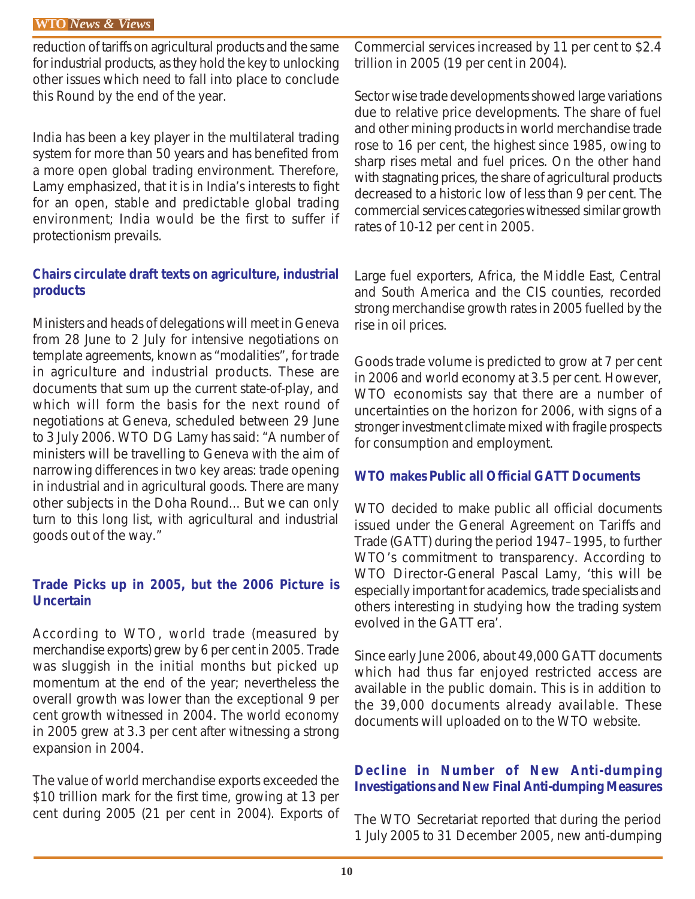reduction of tariffs on agricultural products and the same for industrial products, as they hold the key to unlocking other issues which need to fall into place to conclude this Round by the end of the year.

India has been a key player in the multilateral trading system for more than 50 years and has benefited from a more open global trading environment. Therefore, Lamy emphasized, that it is in India's interests to fight for an open, stable and predictable global trading environment; India would be the first to suffer if protectionism prevails.

### Chairs circulate draft texts on agriculture, industrial products

Ministers and heads of delegations will meet in Geneva from 28 June to 2 July for intensive negotiations on template agreements, known as "modalities", for trade in agriculture and industrial products. These are documents that sum up the current state-of-play, and which will form the basis for the next round of negotiations at Geneva, scheduled between 29 June to 3 July 2006. WTO DG Lamy has said: "A number of ministers will be travelling to Geneva with the aim of narrowing differences in two key areas: trade opening in industrial and in agricultural goods. There are many other subjects in the Doha Round... But we can only turn to this long list, with agricultural and industrial goods out of the way."

### Trade Picks up in 2005, but the 2006 Picture is Uncertain

According to WTO, world trade (measured by merchandise exports) grew by 6 per cent in 2005. Trade was sluggish in the initial months but picked up momentum at the end of the year; nevertheless the overall growth was lower than the exceptional 9 per cent growth witnessed in 2004. The world economy in 2005 grew at 3.3 per cent after witnessing a strong expansion in 2004.

The value of world merchandise exports exceeded the $10 trillion mark for the first time, growing at 13 per cent during 2005 (21 per cent in 2004). Exports of Commercial services increased by 11 per cent to $2.4 trillion in 2005 (19 per cent in 2004).

Sector wise trade developments showed large variations due to relative price developments. The share of fuel and other mining products in world merchandise trade rose to 16 per cent, the highest since 1985, owing to sharp rises metal and fuel prices. On the other hand with stagnating prices, the share of agricultural products decreased to a historic low of less than 9 per cent. The commercial services categories witnessed similar growth rates of 10-12 per cent in 2005.

Large fuel exporters, Africa, the Middle East, Central and South America and the CIS counties, recorded strong merchandise growth rates in 2005 fuelled by the rise in oil prices.

Goods trade volume is predicted to grow at 7 per cent in 2006 and world economy at 3.5 per cent. However, WTO economists say that there are a number of uncertainties on the horizon for 2006, with signs of a stronger investment climate mixed with fragile prospects for consumption and employment.

### WTO makes Public all Official GATT Documents

WTO decided to make public all official documents issued under the General Agreement on Tariffs and Trade (GATT) during the period 1947–1995, to further WTO's commitment to transparency. According to WTO Director-General Pascal Lamy, 'this will be especially important for academics, trade specialists and others interesting in studying how the trading system evolved in the GATT era'.

Since early June 2006, about 49,000 GATT documents which had thus far enjoyed restricted access are available in the public domain. This is in addition to the 39,000 documents already available. These documents will uploaded on to the WTO website.

### Decline in Number of New Anti-dumping Investigations and New Final Anti-dumping Measures

The WTO Secretariat reported that during the period 1 July 2005 to 31 December 2005, new anti-dumping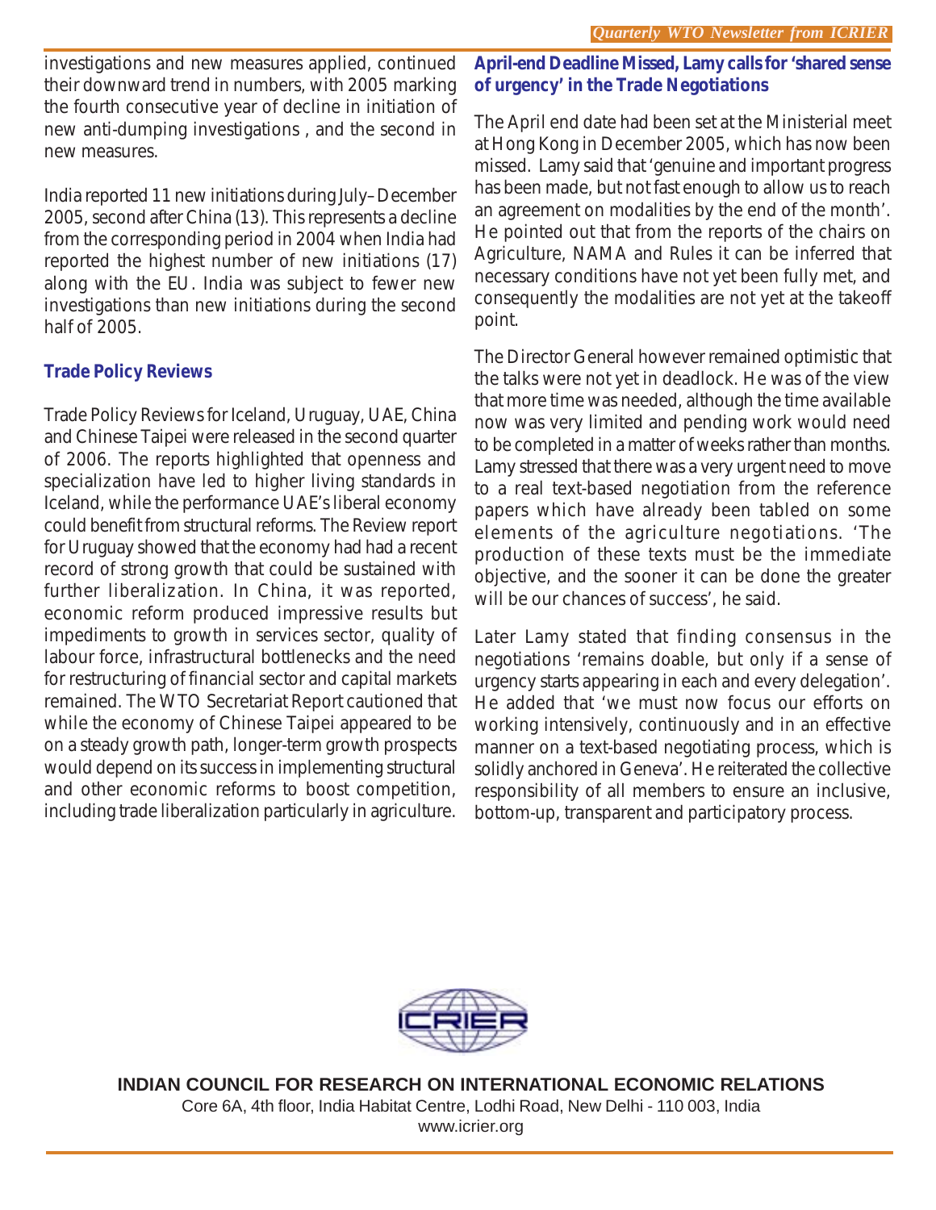investigations and new measures applied, continued their downward trend in numbers, with 2005 marking the fourth consecutive year of decline in initiation of new anti-dumping investigations , and the second in new measures.

India reported 11 new initiations during July–December 2005, second after China (13). This represents a decline from the corresponding period in 2004 when India had reported the highest number of new initiations (17) along with the EU. India was subject to fewer new investigations than new initiations during the second half of 2005.

### Trade Policy Reviews

Trade Policy Reviews for Iceland, Uruguay, UAE, China and Chinese Taipei were released in the second quarter of 2006. The reports highlighted that openness and specialization have led to higher living standards in Iceland, while the performance UAE's liberal economy could benefit from structural reforms. The Review report for Uruguay showed that the economy had had a recent record of strong growth that could be sustained with further liberalization. In China, it was reported, economic reform produced impressive results but impediments to growth in services sector, quality of labour force, infrastructural bottlenecks and the need for restructuring of financial sector and capital markets remained. The WTO Secretariat Report cautioned that while the economy of Chinese Taipei appeared to be on a steady growth path, longer-term growth prospects would depend on its success in implementing structural and other economic reforms to boost competition, including trade liberalization particularly in agriculture.

### April-end Deadline Missed, Lamy calls for 'shared sense of urgency' in the Trade Negotiations

The April end date had been set at the Ministerial meet at Hong Kong in December 2005, which has now been missed. Lamy said that 'genuine and important progress has been made, but not fast enough to allow us to reach an agreement on modalities by the end of the month'. He pointed out that from the reports of the chairs on Agriculture, NAMA and Rules it can be inferred that necessary conditions have not yet been fully met, and consequently the modalities are not yet at the takeoff point.

The Director General however remained optimistic that the talks were not yet in deadlock. He was of the view that more time was needed, although the time available now was very limited and pending work would need to be completed in a matter of weeks rather than months. Lamy stressed that there was a very urgent need to move to a real text-based negotiation from the reference papers which have already been tabled on some elements of the agriculture negotiations. 'The production of these texts must be the immediate objective, and the sooner it can be done the greater will be our chances of success', he said.

Later Lamy stated that finding consensus in the negotiations 'remains doable, but only if a sense of urgency starts appearing in each and every delegation'. He added that 'we must now focus our efforts on working intensively, continuously and in an effective manner on a text-based negotiating process, which is solidly anchored in Geneva'. He reiterated the collective responsibility of all members to ensure an inclusive, bottom-up, transparent and participatory process.

**INDIAN COUNCIL FOR RESEARCH ON INTERNATIONAL ECONOMIC RELATIONS**

Core 6A, 4th floor, India Habitat Centre, Lodhi Road, New Delhi - 110 003, India

www.icrier.org